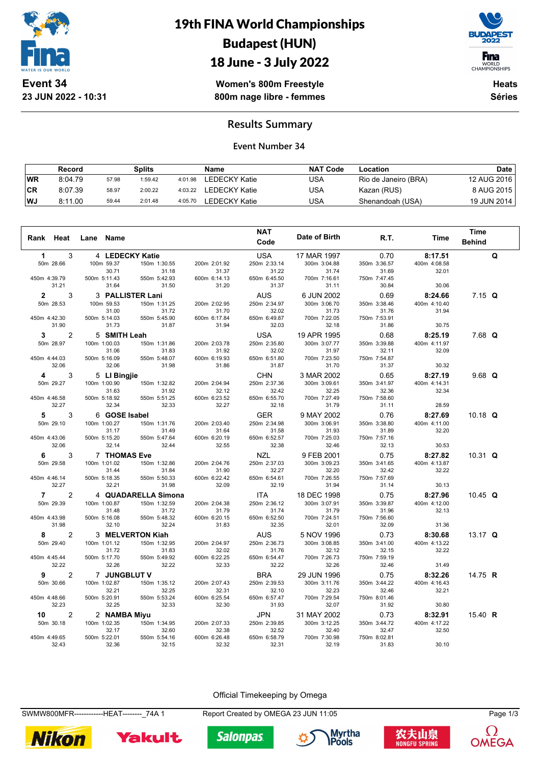# 19th FINA World Championships
# Budapest (HUN)
# 18 June - 3 July 2022

**Event 34**
**23 JUN 2022 - 10:31**

**Women's 800m Freestyle**
**800m nage libre - femmes**

**Heats**
**Séries**

## Results Summary

### Event Number 34

| | Record | | Splits | | Name | NAT Code | Location | Date |
|---|---|---|---|---|---|---|---|---|
| WR | 8:04.79 | 57.98 | 1:59.42 | 4:01.98 | LEDECKY Katie | USA | Rio de Janeiro (BRA) | 12 AUG 2016 |
| CR | 8:07.39 | 58.97 | 2:00.22 | 4:03.22 | LEDECKY Katie | USA | Kazan (RUS) | 8 AUG 2015 |
| WJ | 8:11.00 | 59.44 | 2:01.48 | 4:05.70 | LEDECKY Katie | USA | Shenandoah (USA) | 19 JUN 2014 |

| Rank | Heat | Lane | Name | NAT Code | Date of Birth | R.T. | Time | Time Behind | |
|---|---|---|---|---|---|---|---|---|---|
| 1 | 3 | 4 | LEDECKY Katie | USA | 17 MAR 1997 | 0.70 | 8:17.51 | | Q |
| 50m 28.66 | | 100m 59.37 / 30.71 | 150m 1:30.55 / 31.18 | 200m 2:01.92 / 31.37 | 250m 2:33.14 / 31.22 | 300m 3:04.88 / 31.74 | 350m 3:36.57 / 31.69 | 400m 4:08.58 / 32.01 | |
| 450m 4:39.79 / 31.21 | | 500m 5:11.43 / 31.64 | 550m 5:42.93 / 31.50 | 600m 6:14.13 / 31.20 | 650m 6:45.50 / 31.37 | 700m 7:16.61 / 31.11 | 750m 7:47.45 / 30.84 | 30.06 | |
| 2 | 3 | 3 | PALLISTER Lani | AUS | 6 JUN 2002 | 0.69 | 8:24.66 | 7.15 | Q |
| 50m 28.53 | | 100m 59.53 / 31.00 | 150m 1:31.25 / 31.72 | 200m 2:02.95 / 31.70 | 250m 2:34.97 / 32.02 | 300m 3:06.70 / 31.73 | 350m 3:38.46 / 31.76 | 400m 4:10.40 / 31.94 | |
| 450m 4:42.30 / 31.90 | | 500m 5:14.03 / 31.73 | 550m 5:45.90 / 31.87 | 600m 6:17.84 / 31.94 | 650m 6:49.87 / 32.03 | 700m 7:22.05 / 32.18 | 750m 7:53.91 / 31.86 | 30.75 | |
| 3 | 2 | 5 | SMITH Leah | USA | 19 APR 1995 | 0.68 | 8:25.19 | 7.68 | Q |
| 50m 28.97 | | 100m 1:00.03 / 31.06 | 150m 1:31.86 / 31.83 | 200m 2:03.78 / 31.92 | 250m 2:35.80 / 32.02 | 300m 3:07.77 / 31.97 | 350m 3:39.88 / 32.11 | 400m 4:11.97 / 32.09 | |
| 450m 4:44.03 / 32.06 | | 500m 5:16.09 / 32.06 | 550m 5:48.07 / 31.98 | 600m 6:19.93 / 31.86 | 650m 6:51.80 / 31.87 | 700m 7:23.50 / 31.70 | 750m 7:54.87 / 31.37 | 30.32 | |
| 4 | 3 | 5 | LI Bingjie | CHN | 3 MAR 2002 | 0.65 | 8:27.19 | 9.68 | Q |
| 50m 29.27 | | 100m 1:00.90 / 31.63 | 150m 1:32.82 / 31.92 | 200m 2:04.94 / 32.12 | 250m 2:37.36 / 32.42 | 300m 3:09.61 / 32.25 | 350m 3:41.97 / 32.36 | 400m 4:14.31 / 32.34 | |
| 450m 4:46.58 / 32.27 | | 500m 5:18.92 / 32.34 | 550m 5:51.25 / 32.33 | 600m 6:23.52 / 32.27 | 650m 6:55.70 / 32.18 | 700m 7:27.49 / 31.79 | 750m 7:58.60 / 31.11 | 28.59 | |
| 5 | 3 | 6 | GOSE Isabel | GER | 9 MAY 2002 | 0.76 | 8:27.69 | 10.18 | Q |
| 50m 29.10 | | 100m 1:00.27 / 31.17 | 150m 1:31.76 / 31.49 | 200m 2:03.40 / 31.64 | 250m 2:34.98 / 31.58 | 300m 3:06.91 / 31.93 | 350m 3:38.80 / 31.89 | 400m 4:11.00 / 32.20 | |
| 450m 4:43.06 / 32.06 | | 500m 5:15.20 / 32.14 | 550m 5:47.64 / 32.44 | 600m 6:20.19 / 32.55 | 650m 6:52.57 / 32.38 | 700m 7:25.03 / 32.46 | 750m 7:57.16 / 32.13 | 30.53 | |
| 6 | 3 | 7 | THOMAS Eve | NZL | 9 FEB 2001 | 0.75 | 8:27.82 | 10.31 | Q |
| 50m 29.58 | | 100m 1:01.02 / 31.44 | 150m 1:32.86 / 31.84 | 200m 2:04.76 / 31.90 | 250m 2:37.03 / 32.27 | 300m 3:09.23 / 32.20 | 350m 3:41.65 / 32.42 | 400m 4:13.87 / 32.22 | |
| 450m 4:46.14 / 32.27 | | 500m 5:18.35 / 32.21 | 550m 5:50.33 / 31.98 | 600m 6:22.42 / 32.09 | 650m 6:54.61 / 32.19 | 700m 7:26.55 / 31.94 | 750m 7:57.69 / 31.14 | 30.13 | |
| 7 | 2 | 4 | QUADARELLA Simona | ITA | 18 DEC 1998 | 0.75 | 8:27.96 | 10.45 | Q |
| 50m 29.39 | | 100m 1:00.87 / 31.48 | 150m 1:32.59 / 31.72 | 200m 2:04.38 / 31.79 | 250m 2:36.12 / 31.74 | 300m 3:07.91 / 31.79 | 350m 3:39.87 / 31.96 | 400m 4:12.00 / 32.13 | |
| 450m 4:43.98 / 31.98 | | 500m 5:16.08 / 32.10 | 550m 5:48.32 / 32.24 | 600m 6:20.15 / 31.83 | 650m 6:52.50 / 32.35 | 700m 7:24.51 / 32.01 | 750m 7:56.60 / 32.09 | 31.36 | |
| 8 | 2 | 3 | MELVERTON Kiah | AUS | 5 NOV 1996 | 0.73 | 8:30.68 | 13.17 | Q |
| 50m 29.40 | | 100m 1:01.12 / 31.72 | 150m 1:32.95 / 31.83 | 200m 2:04.97 / 32.02 | 250m 2:36.73 / 31.76 | 300m 3:08.85 / 32.12 | 350m 3:41.00 / 32.15 | 400m 4:13.22 / 32.22 | |
| 450m 4:45.44 / 32.22 | | 500m 5:17.70 / 32.26 | 550m 5:49.92 / 32.22 | 600m 6:22.25 / 32.33 | 650m 6:54.47 / 32.22 | 700m 7:26.73 / 32.26 | 750m 7:59.19 / 32.46 | 31.49 | |
| 9 | 2 | 7 | JUNGBLUT V | BRA | 29 JUN 1996 | 0.75 | 8:32.26 | 14.75 | R |
| 50m 30.66 | | 100m 1:02.87 / 32.21 | 150m 1:35.12 / 32.25 | 200m 2:07.43 / 32.31 | 250m 2:39.53 / 32.10 | 300m 3:11.76 / 32.23 | 350m 3:44.22 / 32.46 | 400m 4:16.43 / 32.21 | |
| 450m 4:48.66 / 32.23 | | 500m 5:20.91 / 32.25 | 550m 5:53.24 / 32.33 | 600m 6:25.54 / 32.30 | 650m 6:57.47 / 31.93 | 700m 7:29.54 / 32.07 | 750m 8:01.46 / 31.92 | 30.80 | |
| 10 | 2 | 2 | NAMBA Miyu | JPN | 31 MAY 2002 | 0.73 | 8:32.91 | 15.40 | R |
| 50m 30.18 | | 100m 1:02.35 / 32.17 | 150m 1:34.95 / 32.60 | 200m 2:07.33 / 32.38 | 250m 2:39.85 / 32.52 | 300m 3:12.25 / 32.40 | 350m 3:44.72 / 32.47 | 400m 4:17.22 / 32.50 | |
| 450m 4:49.65 / 32.43 | | 500m 5:22.01 / 32.36 | 550m 5:54.16 / 32.15 | 600m 6:26.48 / 32.32 | 650m 6:58.79 / 32.31 | 700m 7:30.98 / 32.19 | 750m 8:02.81 / 31.83 | 30.10 | |

Official Timekeeping by Omega

SWMW800MFR------------HEAT--------_74A 1    Report Created by OMEGA 23 JUN 11:05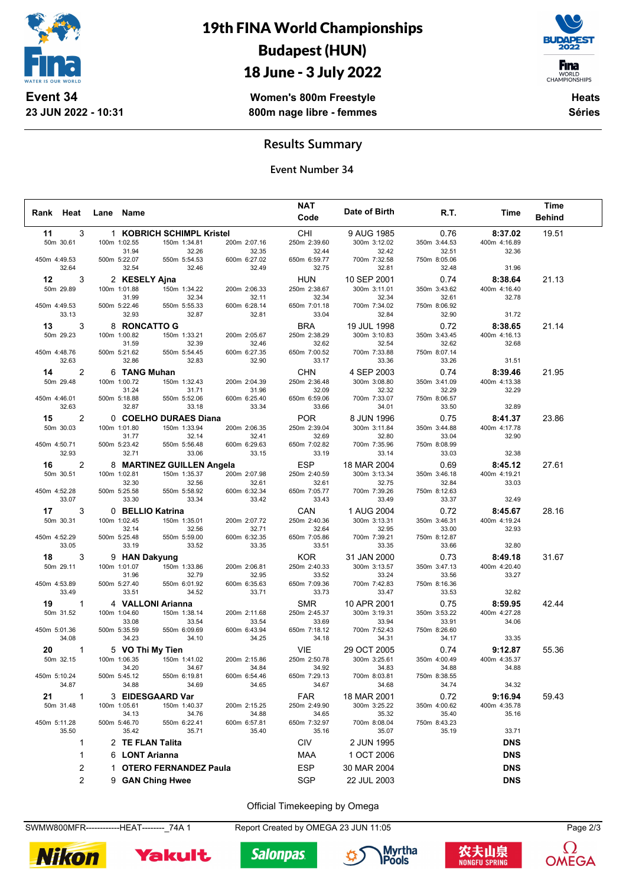# 19th FINA World Championships
# Budapest (HUN)
# 18 June - 3 July 2022

**Event 34**
**23 JUN 2022 - 10:31**

**Women's 800m Freestyle**
**800m nage libre - femmes**

**Heats**
**Séries**

## Results Summary

### Event Number 34

| Rank | Heat | Lane | Name | NAT Code | Date of Birth | R.T. | Time | Time Behind |
|---|---|---|---|---|---|---|---|---|
| 11 | 3 | 1 | **KOBRICH SCHIMPL Kristel** | CHI | 9 AUG 1985 | 0.76 | **8:37.02** | 19.51 |
| | | | 50m 30.61 / 100m 1:02.55 (31.94) / 150m 1:34.81 (32.26) / 200m 2:07.16 (32.35) / 250m 2:39.60 (32.44) / 300m 3:12.02 (32.42) / 350m 3:44.53 (32.51) / 400m 4:16.89 (32.36) | | | | | |
| | | | 450m 4:49.53 (32.64) / 500m 5:22.07 (32.54) / 550m 5:54.53 (32.46) / 600m 6:27.02 (32.49) / 650m 6:59.77 (32.75) / 700m 7:32.58 (32.81) / 750m 8:05.06 (32.48) / 800m (31.96) | | | | | |
| 12 | 3 | 2 | **KESELY Ajna** | HUN | 10 SEP 2001 | 0.74 | **8:38.64** | 21.13 |
| | | | 50m 29.89 / 100m 1:01.88 (31.99) / 150m 1:34.22 (32.34) / 200m 2:06.33 (32.11) / 250m 2:38.67 (32.34) / 300m 3:11.01 (32.34) / 350m 3:43.62 (32.61) / 400m 4:16.40 (32.78) | | | | | |
| | | | 450m 4:49.53 (33.13) / 500m 5:22.46 (32.93) / 550m 5:55.33 (32.87) / 600m 6:28.14 (32.81) / 650m 7:01.18 (33.04) / 700m 7:34.02 (32.84) / 750m 8:06.92 (32.90) / 800m (31.72) | | | | | |
| 13 | 3 | 8 | **RONCATTO G** | BRA | 19 JUL 1998 | 0.72 | **8:38.65** | 21.14 |
| | | | 50m 29.23 / 100m 1:00.82 (31.59) / 150m 1:33.21 (32.39) / 200m 2:05.67 (32.46) / 250m 2:38.29 (32.62) / 300m 3:10.83 (32.54) / 350m 3:43.45 (32.62) / 400m 4:16.13 (32.68) | | | | | |
| | | | 450m 4:48.76 (32.63) / 500m 5:21.62 (32.86) / 550m 5:54.45 (32.83) / 600m 6:27.35 (32.90) / 650m 7:00.52 (33.17) / 700m 7:33.88 (33.36) / 750m 8:07.14 (33.26) / 800m (31.51) | | | | | |
| 14 | 2 | 6 | **TANG Muhan** | CHN | 4 SEP 2003 | 0.74 | **8:39.46** | 21.95 |
| | | | 50m 29.48 / 100m 1:00.72 (31.24) / 150m 1:32.43 (31.71) / 200m 2:04.39 (31.96) / 250m 2:36.48 (32.09) / 300m 3:08.80 (32.32) / 350m 3:41.09 (32.29) / 400m 4:13.38 (32.29) | | | | | |
| | | | 450m 4:46.01 (32.63) / 500m 5:18.88 (32.87) / 550m 5:52.06 (33.18) / 600m 6:25.40 (33.34) / 650m 6:59.06 (33.66) / 700m 7:33.07 (34.01) / 750m 8:06.57 (33.50) / 800m (32.89) | | | | | |
| 15 | 2 | 0 | **COELHO DURAES Diana** | POR | 8 JUN 1996 | 0.75 | **8:41.37** | 23.86 |
| | | | 50m 30.03 / 100m 1:01.80 (31.77) / 150m 1:33.94 (32.14) / 200m 2:06.35 (32.41) / 250m 2:39.04 (32.69) / 300m 3:11.84 (32.80) / 350m 3:44.88 (33.04) / 400m 4:17.78 (32.90) | | | | | |
| | | | 450m 4:50.71 (32.93) / 500m 5:23.42 (32.71) / 550m 5:56.48 (33.06) / 600m 6:29.63 (33.15) / 650m 7:02.82 (33.19) / 700m 7:35.96 (33.14) / 750m 8:08.99 (33.03) / 800m (32.38) | | | | | |
| 16 | 2 | 8 | **MARTINEZ GUILLEN Angela** | ESP | 18 MAR 2004 | 0.69 | **8:45.12** | 27.61 |
| | | | 50m 30.51 / 100m 1:02.81 (32.30) / 150m 1:35.37 (32.56) / 200m 2:07.98 (32.61) / 250m 2:40.59 (32.61) / 300m 3:13.34 (32.75) / 350m 3:46.18 (32.84) / 400m 4:19.21 (33.03) | | | | | |
| | | | 450m 4:52.28 (33.07) / 500m 5:25.58 (33.30) / 550m 5:58.92 (33.34) / 600m 6:32.34 (33.42) / 650m 7:05.77 (33.43) / 700m 7:39.26 (33.49) / 750m 8:12.63 (33.37) / 800m (32.49) | | | | | |
| 17 | 3 | 0 | **BELLIO Katrina** | CAN | 1 AUG 2004 | 0.72 | **8:45.67** | 28.16 |
| | | | 50m 30.31 / 100m 1:02.45 (32.14) / 150m 1:35.01 (32.56) / 200m 2:07.72 (32.71) / 250m 2:40.36 (32.64) / 300m 3:13.31 (32.95) / 350m 3:46.31 (33.00) / 400m 4:19.24 (32.93) | | | | | |
| | | | 450m 4:52.29 (33.05) / 500m 5:25.48 (33.19) / 550m 5:59.00 (33.52) / 600m 6:32.35 (33.35) / 650m 7:05.86 (33.51) / 700m 7:39.21 (33.35) / 750m 8:12.87 (33.66) / 800m (32.80) | | | | | |
| 18 | 3 | 9 | **HAN Dakyung** | KOR | 31 JAN 2000 | 0.73 | **8:49.18** | 31.67 |
| | | | 50m 29.11 / 100m 1:01.07 (31.96) / 150m 1:33.86 (32.79) / 200m 2:06.81 (32.95) / 250m 2:40.33 (33.52) / 300m 3:13.57 (33.24) / 350m 3:47.13 (33.56) / 400m 4:20.40 (33.27) | | | | | |
| | | | 450m 4:53.89 (33.49) / 500m 5:27.40 (33.51) / 550m 6:01.92 (34.52) / 600m 6:35.63 (33.71) / 650m 7:09.36 (33.73) / 700m 7:42.83 (33.47) / 750m 8:16.36 (33.53) / 800m (32.82) | | | | | |
| 19 | 1 | 4 | **VALLONI Arianna** | SMR | 10 APR 2001 | 0.75 | **8:59.95** | 42.44 |
| | | | 50m 31.52 / 100m 1:04.60 (33.08) / 150m 1:38.14 (33.54) / 200m 2:11.68 (33.54) / 250m 2:45.37 (33.69) / 300m 3:19.31 (33.94) / 350m 3:53.22 (33.91) / 400m 4:27.28 (34.06) | | | | | |
| | | | 450m 5:01.36 (34.08) / 500m 5:35.59 (34.23) / 550m 6:09.69 (34.10) / 600m 6:43.94 (34.25) / 650m 7:18.12 (34.18) / 700m 7:52.43 (34.31) / 750m 8:26.60 (34.17) / 800m (33.35) | | | | | |
| 20 | 1 | 5 | **VO Thi My Tien** | VIE | 29 OCT 2005 | 0.74 | **9:12.87** | 55.36 |
| | | | 50m 32.15 / 100m 1:06.35 (34.20) / 150m 1:41.02 (34.67) / 200m 2:15.86 (34.84) / 250m 2:50.78 (34.92) / 300m 3:25.61 (34.83) / 350m 4:00.49 (34.88) / 400m 4:35.37 (34.88) | | | | | |
| | | | 450m 5:10.24 (34.87) / 500m 5:45.12 (34.88) / 550m 6:19.81 (34.69) / 600m 6:54.46 (34.65) / 650m 7:29.13 (34.67) / 700m 8:03.81 (34.68) / 750m 8:38.55 (34.74) / 800m (34.32) | | | | | |
| 21 | 1 | 3 | **EIDESGAARD Var** | FAR | 18 MAR 2001 | 0.72 | **9:16.94** | 59.43 |
| | | | 50m 31.48 / 100m 1:05.61 (34.13) / 150m 1:40.37 (34.76) / 200m 2:15.25 (34.88) / 250m 2:49.90 (34.65) / 300m 3:25.22 (35.32) / 350m 4:00.62 (35.40) / 400m 4:35.78 (35.16) | | | | | |
| | | | 450m 5:11.28 (35.50) / 500m 5:46.70 (35.42) / 550m 6:22.41 (35.71) / 600m 6:57.81 (35.40) / 650m 7:32.97 (35.16) / 700m 8:08.04 (35.07) / 750m 8:43.23 (35.19) / 800m (33.71) | | | | | |
| | 1 | 2 | **TE FLAN Talita** | CIV | 2 JUN 1995 | | **DNS** | |
| | 1 | 6 | **LONT Arianna** | MAA | 1 OCT 2006 | | **DNS** | |
| | 2 | 1 | **OTERO FERNANDEZ Paula** | ESP | 30 MAR 2004 | | **DNS** | |
| | 2 | 9 | **GAN Ching Hwee** | SGP | 22 JUL 2003 | | **DNS** | |

Official Timekeeping by Omega

SWMW800MFR------------HEAT--------_74A 1 Report Created by OMEGA 23 JUN 11:05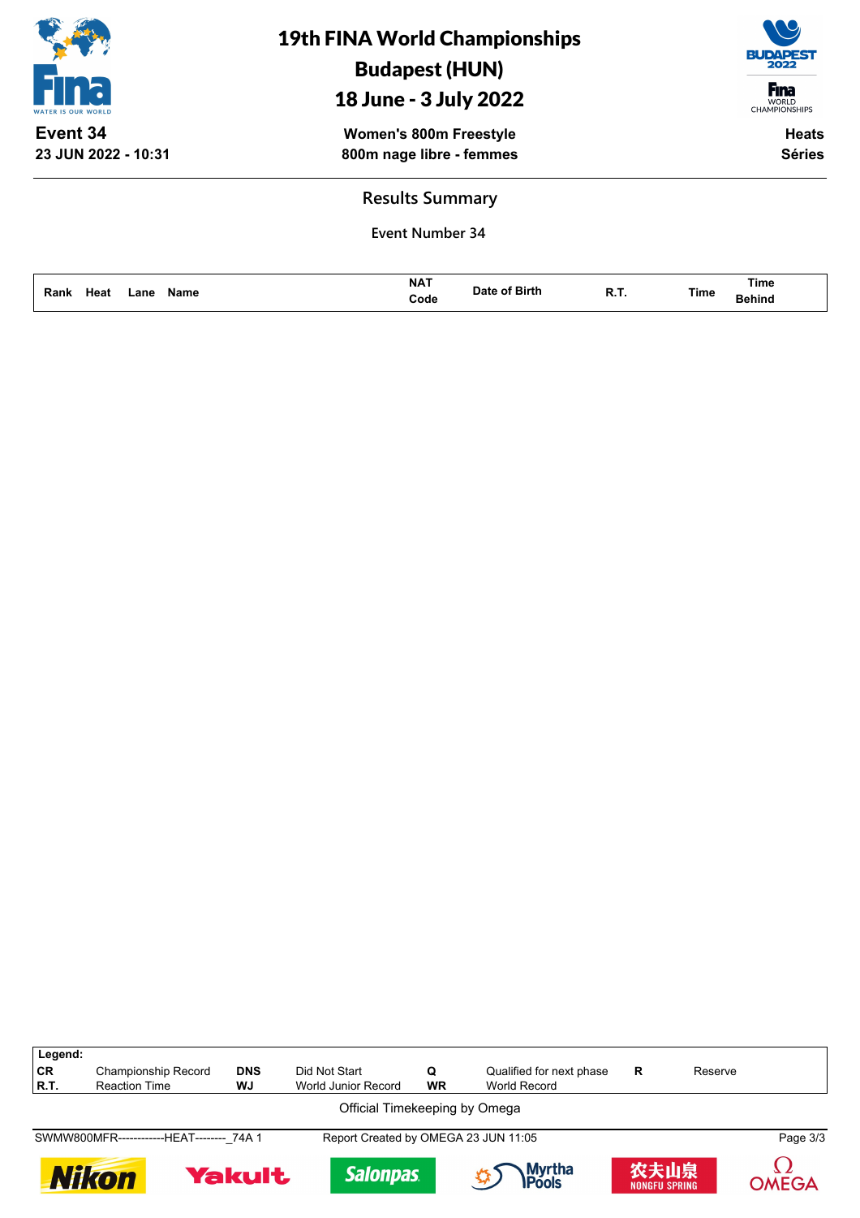# 19th FINA World Championships
# Budapest (HUN)
# 18 June - 3 July 2022

**Event 34**
**23 JUN 2022 - 10:31**

**Women's 800m Freestyle**
**800m nage libre - femmes**

**Heats**
**Séries**

## Results Summary

### Event Number 34

| Rank | Heat | Lane | Name | NAT Code | Date of Birth | R.T. | Time | Time Behind |
|---|---|---|---|---|---|---|---|---|

| Legend: | | | | | | | |
|---|---|---|---|---|---|---|---|
| CR | Championship Record | DNS | Did Not Start | Q | Qualified for next phase | R | Reserve |
| R.T. | Reaction Time | WJ | World Junior Record | WR | World Record | | |

Official Timekeeping by Omega

SWMW800MFR------------HEAT--------_74A 1

Report Created by OMEGA 23 JUN 11:05